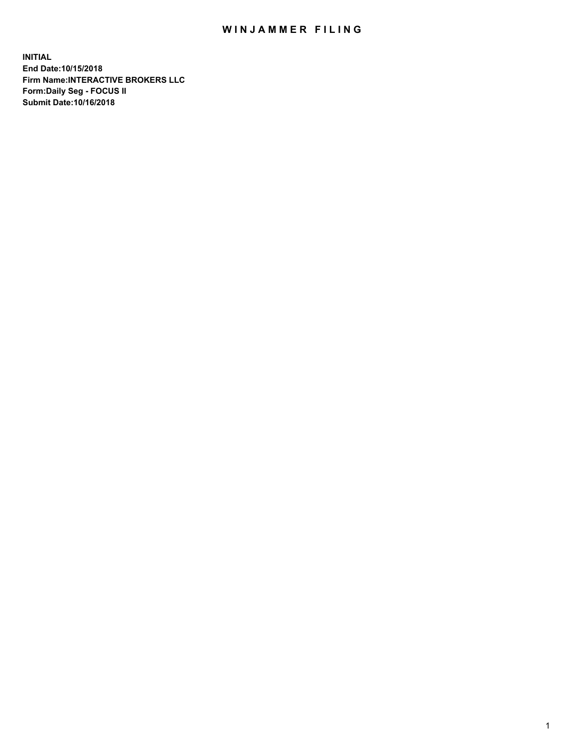# WINJAMMER FILING

**INITIAL**
**End Date:10/15/2018**
**Firm Name:INTERACTIVE BROKERS LLC**
**Form:Daily Seg - FOCUS II**
**Submit Date:10/16/2018**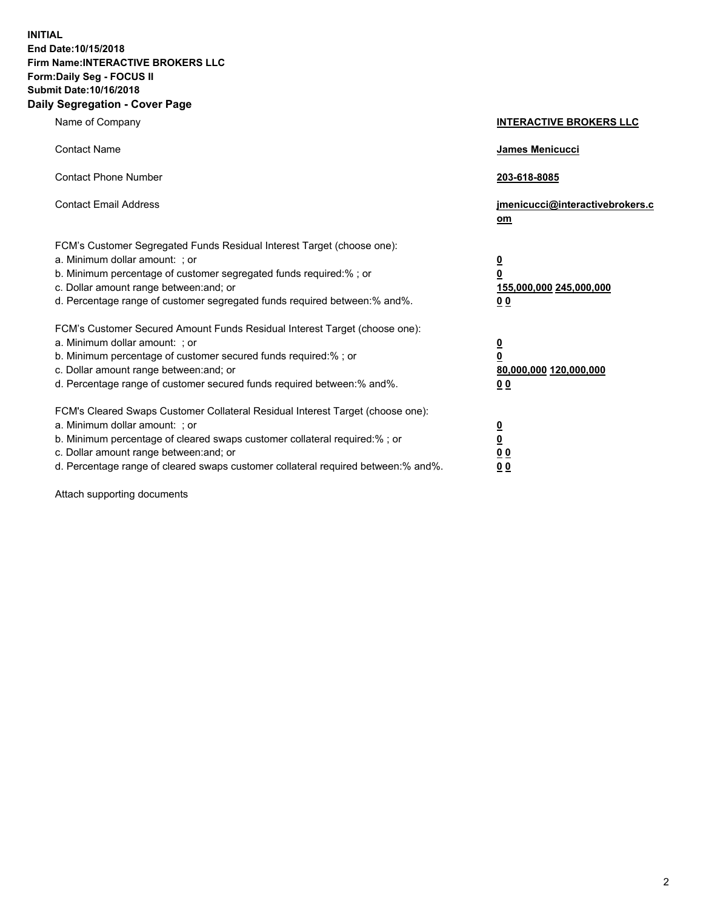**INITIAL**
**End Date:10/15/2018**
**Firm Name:INTERACTIVE BROKERS LLC**
**Form:Daily Seg - FOCUS II**
**Submit Date:10/16/2018**
**Daily Segregation - Cover Page**

| | |
|---|---|
| Name of Company | **INTERACTIVE BROKERS LLC** |
| Contact Name | **James Menicucci** |
| Contact Phone Number | **203-618-8085** |
| Contact Email Address | **jmenicucci@interactivebrokers.com** |

FCM's Customer Segregated Funds Residual Interest Target (choose one):

| | |
|---|---|
| a. Minimum dollar amount: ; or | **0** |
| b. Minimum percentage of customer segregated funds required:% ; or | **0** |
| c. Dollar amount range between:and; or | **155,000,000 245,000,000** |
| d. Percentage range of customer segregated funds required between:% and%. | **0 0** |

FCM's Customer Secured Amount Funds Residual Interest Target (choose one):

| | |
|---|---|
| a. Minimum dollar amount: ; or | **0** |
| b. Minimum percentage of customer secured funds required:% ; or | **0** |
| c. Dollar amount range between:and; or | **80,000,000 120,000,000** |
| d. Percentage range of customer secured funds required between:% and%. | **0 0** |

FCM's Cleared Swaps Customer Collateral Residual Interest Target (choose one):

| | |
|---|---|
| a. Minimum dollar amount: ; or | **0** |
| b. Minimum percentage of cleared swaps customer collateral required:% ; or | **0** |
| c. Dollar amount range between:and; or | **0 0** |
| d. Percentage range of cleared swaps customer collateral required between:% and%. | **0 0** |

Attach supporting documents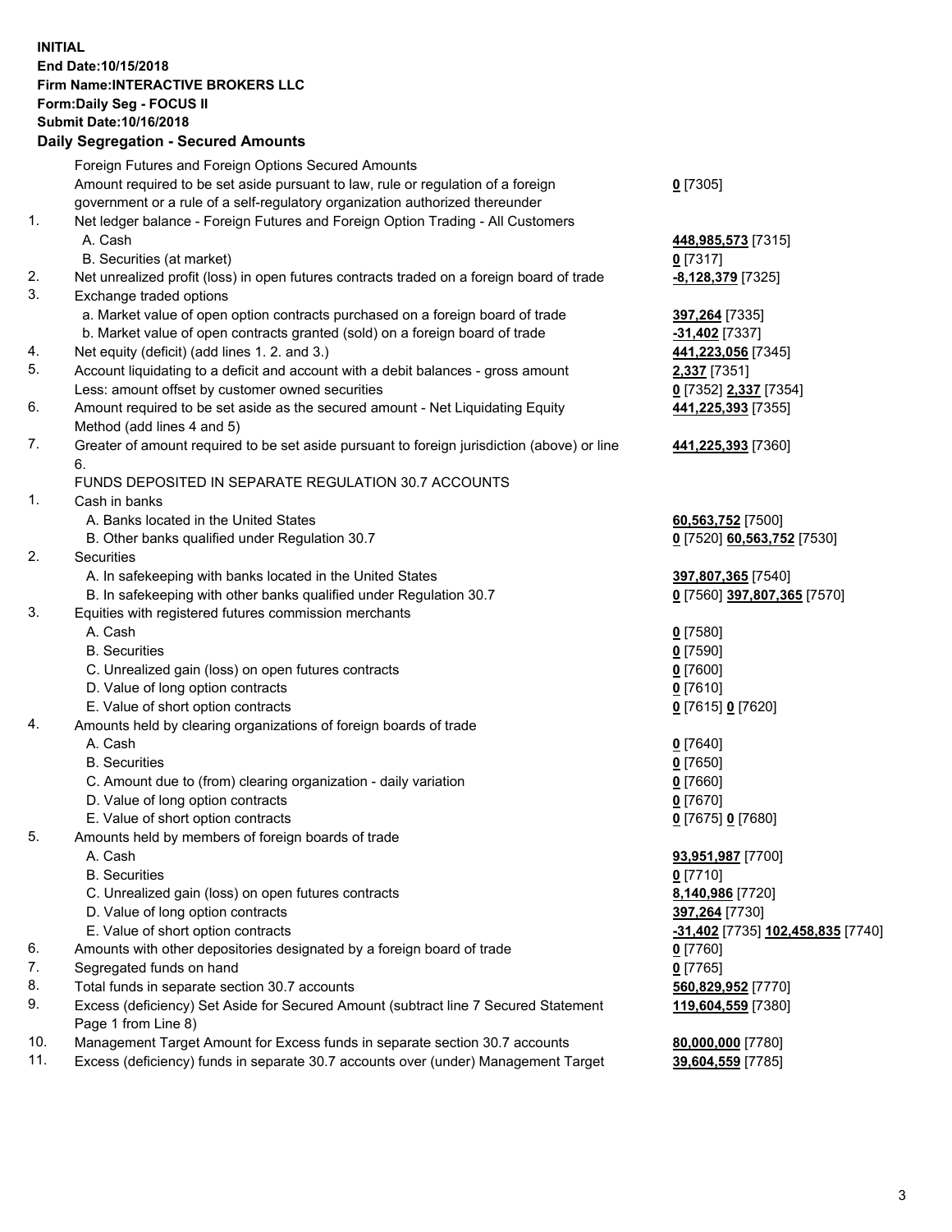**INITIAL**
**End Date:10/15/2018**
**Firm Name:INTERACTIVE BROKERS LLC**
**Form:Daily Seg - FOCUS II**
**Submit Date:10/16/2018**

## Daily Segregation - Secured Amounts

| | | |
|---|---|---|
| | Foreign Futures and Foreign Options Secured Amounts | |
| | Amount required to be set aside pursuant to law, rule or regulation of a foreign government or a rule of a self-regulatory organization authorized thereunder | **0** [7305] |
| 1. | Net ledger balance - Foreign Futures and Foreign Option Trading - All Customers | |
| | A. Cash | **448,985,573** [7315] |
| | B. Securities (at market) | **0** [7317] |
| 2. | Net unrealized profit (loss) in open futures contracts traded on a foreign board of trade | **-8,128,379** [7325] |
| 3. | Exchange traded options | |
| | a. Market value of open option contracts purchased on a foreign board of trade | **397,264** [7335] |
| | b. Market value of open contracts granted (sold) on a foreign board of trade | **-31,402** [7337] |
| 4. | Net equity (deficit) (add lines 1. 2. and 3.) | **441,223,056** [7345] |
| 5. | Account liquidating to a deficit and account with a debit balances - gross amount | **2,337** [7351] |
| | Less: amount offset by customer owned securities | **0** [7352] **2,337** [7354] |
| 6. | Amount required to be set aside as the secured amount - Net Liquidating Equity Method (add lines 4 and 5) | **441,225,393** [7355] |
| 7. | Greater of amount required to be set aside pursuant to foreign jurisdiction (above) or line 6. | **441,225,393** [7360] |
| | FUNDS DEPOSITED IN SEPARATE REGULATION 30.7 ACCOUNTS | |
| 1. | Cash in banks | |
| | A. Banks located in the United States | **60,563,752** [7500] |
| | B. Other banks qualified under Regulation 30.7 | **0** [7520] **60,563,752** [7530] |
| 2. | Securities | |
| | A. In safekeeping with banks located in the United States | **397,807,365** [7540] |
| | B. In safekeeping with other banks qualified under Regulation 30.7 | **0** [7560] **397,807,365** [7570] |
| 3. | Equities with registered futures commission merchants | |
| | A. Cash | **0** [7580] |
| | B. Securities | **0** [7590] |
| | C. Unrealized gain (loss) on open futures contracts | **0** [7600] |
| | D. Value of long option contracts | **0** [7610] |
| | E. Value of short option contracts | **0** [7615] **0** [7620] |
| 4. | Amounts held by clearing organizations of foreign boards of trade | |
| | A. Cash | **0** [7640] |
| | B. Securities | **0** [7650] |
| | C. Amount due to (from) clearing organization - daily variation | **0** [7660] |
| | D. Value of long option contracts | **0** [7670] |
| | E. Value of short option contracts | **0** [7675] **0** [7680] |
| 5. | Amounts held by members of foreign boards of trade | |
| | A. Cash | **93,951,987** [7700] |
| | B. Securities | **0** [7710] |
| | C. Unrealized gain (loss) on open futures contracts | **8,140,986** [7720] |
| | D. Value of long option contracts | **397,264** [7730] |
| | E. Value of short option contracts | **-31,402** [7735] **102,458,835** [7740] |
| 6. | Amounts with other depositories designated by a foreign board of trade | **0** [7760] |
| 7. | Segregated funds on hand | **0** [7765] |
| 8. | Total funds in separate section 30.7 accounts | **560,829,952** [7770] |
| 9. | Excess (deficiency) Set Aside for Secured Amount (subtract line 7 Secured Statement Page 1 from Line 8) | **119,604,559** [7380] |
| 10. | Management Target Amount for Excess funds in separate section 30.7 accounts | **80,000,000** [7780] |
| 11. | Excess (deficiency) funds in separate 30.7 accounts over (under) Management Target | **39,604,559** [7785] |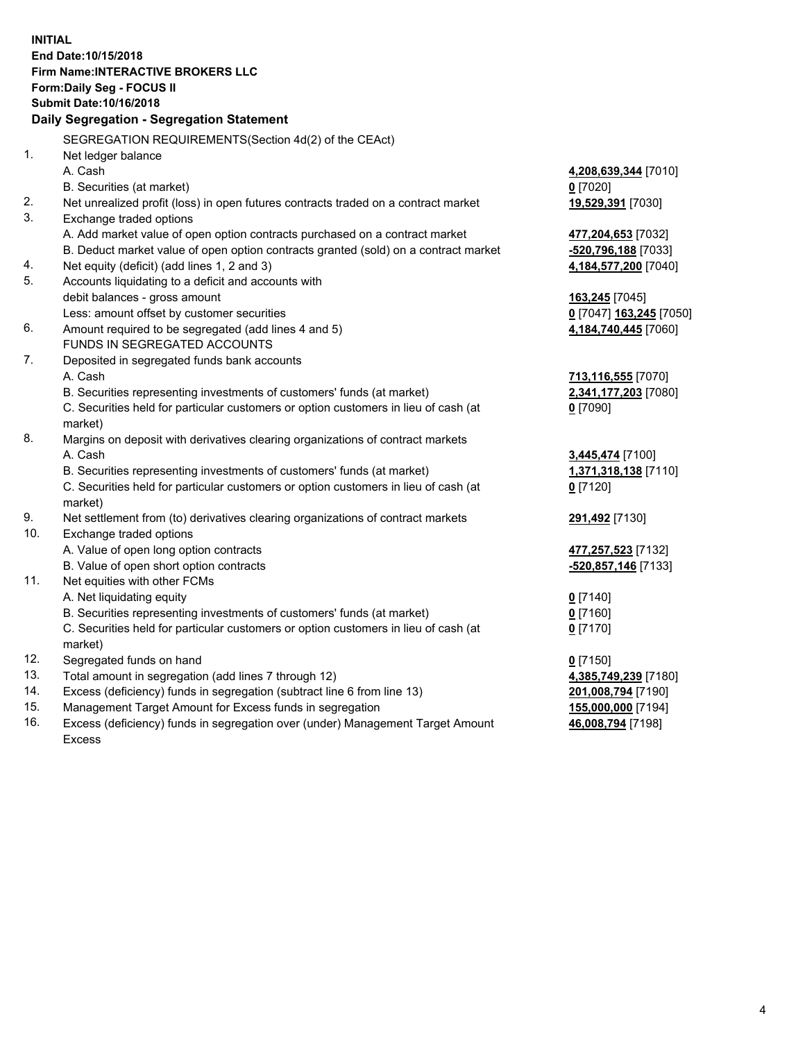**INITIAL**
**End Date:10/15/2018**
**Firm Name:INTERACTIVE BROKERS LLC**
**Form:Daily Seg - FOCUS II**
**Submit Date:10/16/2018**
**Daily Segregation - Segregation Statement**

| | SEGREGATION REQUIREMENTS(Section 4d(2) of the CEAct) | |
|---|---|---|
| 1. | Net ledger balance | |
| | A. Cash | **4,208,639,344** [7010] |
| | B. Securities (at market) | **0** [7020] |
| 2. | Net unrealized profit (loss) in open futures contracts traded on a contract market | **19,529,391** [7030] |
| 3. | Exchange traded options | |
| | A. Add market value of open option contracts purchased on a contract market | **477,204,653** [7032] |
| | B. Deduct market value of open option contracts granted (sold) on a contract market | **-520,796,188** [7033] |
| 4. | Net equity (deficit) (add lines 1, 2 and 3) | **4,184,577,200** [7040] |
| 5. | Accounts liquidating to a deficit and accounts with | |
| | debit balances - gross amount | **163,245** [7045] |
| | Less: amount offset by customer securities | **0** [7047] **163,245** [7050] |
| 6. | Amount required to be segregated (add lines 4 and 5) | **4,184,740,445** [7060] |
| | FUNDS IN SEGREGATED ACCOUNTS | |
| 7. | Deposited in segregated funds bank accounts | |
| | A. Cash | **713,116,555** [7070] |
| | B. Securities representing investments of customers' funds (at market) | **2,341,177,203** [7080] |
| | C. Securities held for particular customers or option customers in lieu of cash (at market) | **0** [7090] |
| 8. | Margins on deposit with derivatives clearing organizations of contract markets | |
| | A. Cash | **3,445,474** [7100] |
| | B. Securities representing investments of customers' funds (at market) | **1,371,318,138** [7110] |
| | C. Securities held for particular customers or option customers in lieu of cash (at market) | **0** [7120] |
| 9. | Net settlement from (to) derivatives clearing organizations of contract markets | **291,492** [7130] |
| 10. | Exchange traded options | |
| | A. Value of open long option contracts | **477,257,523** [7132] |
| | B. Value of open short option contracts | **-520,857,146** [7133] |
| 11. | Net equities with other FCMs | |
| | A. Net liquidating equity | **0** [7140] |
| | B. Securities representing investments of customers' funds (at market) | **0** [7160] |
| | C. Securities held for particular customers or option customers in lieu of cash (at market) | **0** [7170] |
| 12. | Segregated funds on hand | **0** [7150] |
| 13. | Total amount in segregation (add lines 7 through 12) | **4,385,749,239** [7180] |
| 14. | Excess (deficiency) funds in segregation (subtract line 6 from line 13) | **201,008,794** [7190] |
| 15. | Management Target Amount for Excess funds in segregation | **155,000,000** [7194] |
| 16. | Excess (deficiency) funds in segregation over (under) Management Target Amount Excess | **46,008,794** [7198] |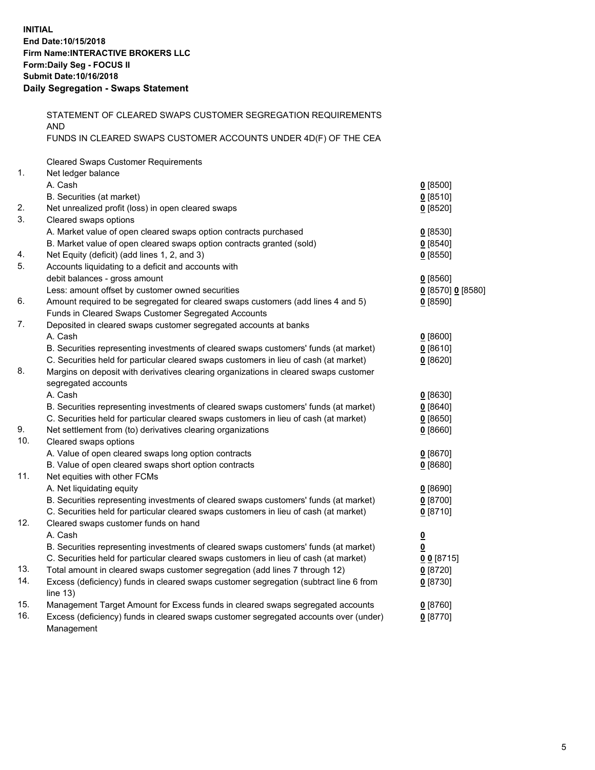**INITIAL**
**End Date:10/15/2018**
**Firm Name:INTERACTIVE BROKERS LLC**
**Form:Daily Seg - FOCUS II**
**Submit Date:10/16/2018**
**Daily Segregation - Swaps Statement**

STATEMENT OF CLEARED SWAPS CUSTOMER SEGREGATION REQUIREMENTS AND FUNDS IN CLEARED SWAPS CUSTOMER ACCOUNTS UNDER 4D(F) OF THE CEA

| | | |
|---|---|---|
| | Cleared Swaps Customer Requirements | |
| 1. | Net ledger balance | |
| | A. Cash | 0 [8500] |
| | B. Securities (at market) | 0 [8510] |
| 2. | Net unrealized profit (loss) in open cleared swaps | 0 [8520] |
| 3. | Cleared swaps options | |
| | A. Market value of open cleared swaps option contracts purchased | 0 [8530] |
| | B. Market value of open cleared swaps option contracts granted (sold) | 0 [8540] |
| 4. | Net Equity (deficit) (add lines 1, 2, and 3) | 0 [8550] |
| 5. | Accounts liquidating to a deficit and accounts with debit balances - gross amount | 0 [8560] |
| | Less: amount offset by customer owned securities | 0 [8570] 0 [8580] |
| 6. | Amount required to be segregated for cleared swaps customers (add lines 4 and 5) | 0 [8590] |
| | Funds in Cleared Swaps Customer Segregated Accounts | |
| 7. | Deposited in cleared swaps customer segregated accounts at banks | |
| | A. Cash | 0 [8600] |
| | B. Securities representing investments of cleared swaps customers' funds (at market) | 0 [8610] |
| | C. Securities held for particular cleared swaps customers in lieu of cash (at market) | 0 [8620] |
| 8. | Margins on deposit with derivatives clearing organizations in cleared swaps customer segregated accounts | |
| | A. Cash | 0 [8630] |
| | B. Securities representing investments of cleared swaps customers' funds (at market) | 0 [8640] |
| | C. Securities held for particular cleared swaps customers in lieu of cash (at market) | 0 [8650] |
| 9. | Net settlement from (to) derivatives clearing organizations | 0 [8660] |
| 10. | Cleared swaps options | |
| | A. Value of open cleared swaps long option contracts | 0 [8670] |
| | B. Value of open cleared swaps short option contracts | 0 [8680] |
| 11. | Net equities with other FCMs | |
| | A. Net liquidating equity | 0 [8690] |
| | B. Securities representing investments of cleared swaps customers' funds (at market) | 0 [8700] |
| | C. Securities held for particular cleared swaps customers in lieu of cash (at market) | 0 [8710] |
| 12. | Cleared swaps customer funds on hand | |
| | A. Cash | 0 |
| | B. Securities representing investments of cleared swaps customers' funds (at market) | 0 |
| | C. Securities held for particular cleared swaps customers in lieu of cash (at market) | 0 0 [8715] |
| 13. | Total amount in cleared swaps customer segregation (add lines 7 through 12) | 0 [8720] |
| 14. | Excess (deficiency) funds in cleared swaps customer segregation (subtract line 6 from line 13) | 0 [8730] |
| 15. | Management Target Amount for Excess funds in cleared swaps segregated accounts | 0 [8760] |
| 16. | Excess (deficiency) funds in cleared swaps customer segregated accounts over (under) Management | 0 [8770] |